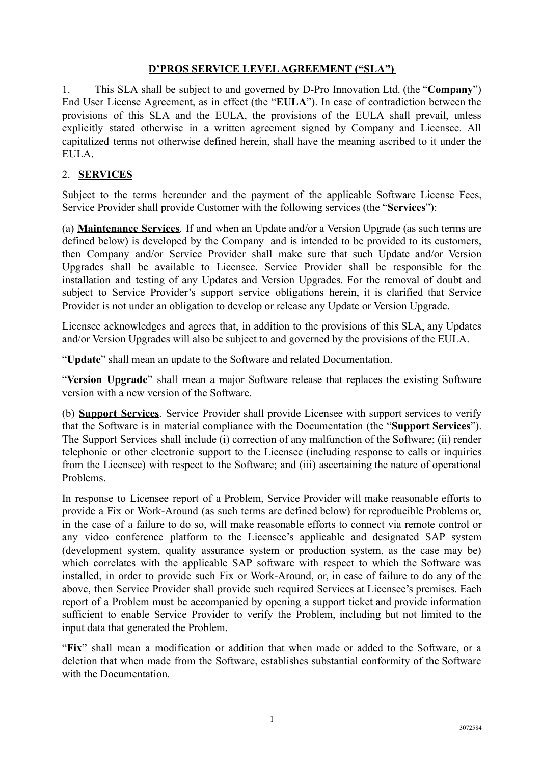# D'PROS SERVICE LEVEL AGREEMENT ("SLA")

1. This SLA shall be subject to and governed by D-Pro Innovation Ltd. (the "**Company**") End User License Agreement, as in effect (the "**EULA**"). In case of contradiction between the provisions of this SLA and the EULA, the provisions of the EULA shall prevail, unless explicitly stated otherwise in a written agreement signed by Company and Licensee. All capitalized terms not otherwise defined herein, shall have the meaning ascribed to it under the EULA.

## 2. SERVICES

Subject to the terms hereunder and the payment of the applicable Software License Fees, Service Provider shall provide Customer with the following services (the "**Services**"):

(a) **Maintenance Services**. If and when an Update and/or a Version Upgrade (as such terms are defined below) is developed by the Company and is intended to be provided to its customers, then Company and/or Service Provider shall make sure that such Update and/or Version Upgrades shall be available to Licensee. Service Provider shall be responsible for the installation and testing of any Updates and Version Upgrades. For the removal of doubt and subject to Service Provider's support service obligations herein, it is clarified that Service Provider is not under an obligation to develop or release any Update or Version Upgrade.

Licensee acknowledges and agrees that, in addition to the provisions of this SLA, any Updates and/or Version Upgrades will also be subject to and governed by the provisions of the EULA.

"**Update**" shall mean an update to the Software and related Documentation.

"**Version Upgrade**" shall mean a major Software release that replaces the existing Software version with a new version of the Software.

(b) **Support Services**. Service Provider shall provide Licensee with support services to verify that the Software is in material compliance with the Documentation (the "**Support Services**"). The Support Services shall include (i) correction of any malfunction of the Software; (ii) render telephonic or other electronic support to the Licensee (including response to calls or inquiries from the Licensee) with respect to the Software; and (iii) ascertaining the nature of operational Problems.

In response to Licensee report of a Problem, Service Provider will make reasonable efforts to provide a Fix or Work-Around (as such terms are defined below) for reproducible Problems or, in the case of a failure to do so, will make reasonable efforts to connect via remote control or any video conference platform to the Licensee's applicable and designated SAP system (development system, quality assurance system or production system, as the case may be) which correlates with the applicable SAP software with respect to which the Software was installed, in order to provide such Fix or Work-Around, or, in case of failure to do any of the above, then Service Provider shall provide such required Services at Licensee's premises. Each report of a Problem must be accompanied by opening a support ticket and provide information sufficient to enable Service Provider to verify the Problem, including but not limited to the input data that generated the Problem.

"**Fix**" shall mean a modification or addition that when made or added to the Software, or a deletion that when made from the Software, establishes substantial conformity of the Software with the Documentation.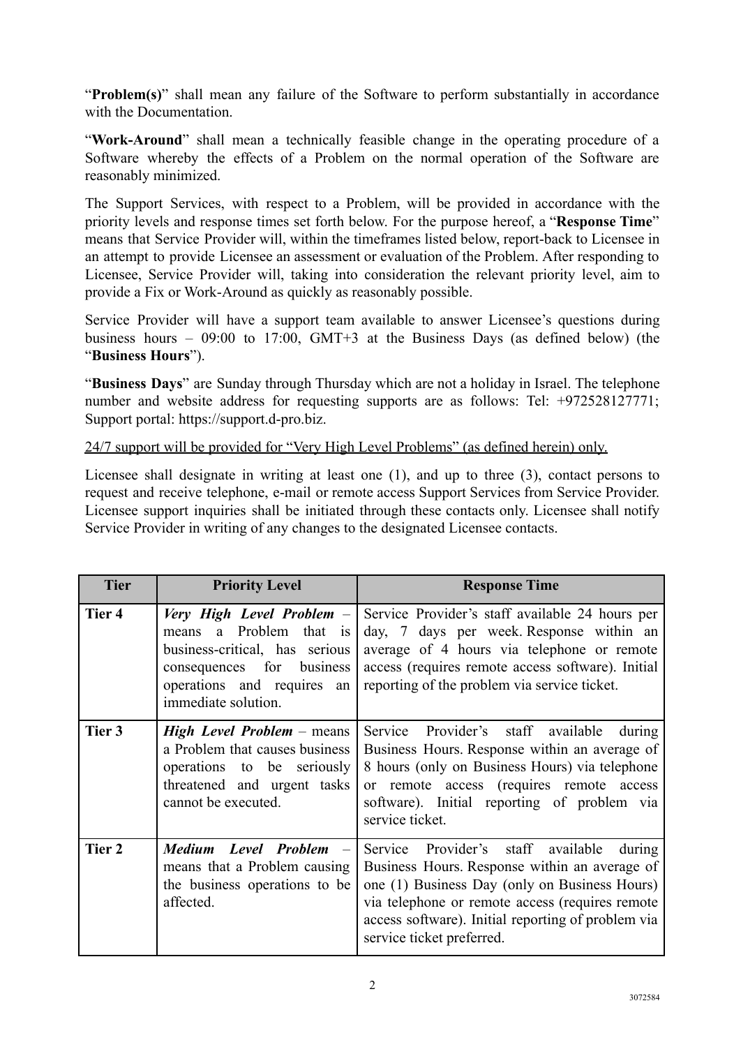"**Problem(s)**" shall mean any failure of the Software to perform substantially in accordance with the Documentation.

"**Work-Around**" shall mean a technically feasible change in the operating procedure of a Software whereby the effects of a Problem on the normal operation of the Software are reasonably minimized.

The Support Services, with respect to a Problem, will be provided in accordance with the priority levels and response times set forth below. For the purpose hereof, a "**Response Time**" means that Service Provider will, within the timeframes listed below, report-back to Licensee in an attempt to provide Licensee an assessment or evaluation of the Problem. After responding to Licensee, Service Provider will, taking into consideration the relevant priority level, aim to provide a Fix or Work-Around as quickly as reasonably possible.

Service Provider will have a support team available to answer Licensee's questions during business hours – 09:00 to 17:00, GMT+3 at the Business Days (as defined below) (the "**Business Hours**").

"**Business Days**" are Sunday through Thursday which are not a holiday in Israel. The telephone number and website address for requesting supports are as follows: Tel: +972528127771; Support portal: https://support.d-pro.biz.

<u>24/7 support will be provided for "Very High Level Problems" (as defined herein) only.</u>

Licensee shall designate in writing at least one (1), and up to three (3), contact persons to request and receive telephone, e-mail or remote access Support Services from Service Provider. Licensee support inquiries shall be initiated through these contacts only. Licensee shall notify Service Provider in writing of any changes to the designated Licensee contacts.

| Tier | Priority Level | Response Time |
|---|---|---|
| **Tier 4** | ***Very High Level Problem*** – means a Problem that is business-critical, has serious consequences for business operations and requires an immediate solution. | Service Provider's staff available 24 hours per day, 7 days per week. Response within an average of 4 hours via telephone or remote access (requires remote access software). Initial reporting of the problem via service ticket. |
| **Tier 3** | ***High Level Problem*** – means a Problem that causes business operations to be seriously threatened and urgent tasks cannot be executed. | Service Provider's staff available during Business Hours. Response within an average of 8 hours (only on Business Hours) via telephone or remote access (requires remote access software). Initial reporting of problem via service ticket. |
| **Tier 2** | ***Medium Level Problem*** – means that a Problem causing the business operations to be affected. | Service Provider's staff available during Business Hours. Response within an average of one (1) Business Day (only on Business Hours) via telephone or remote access (requires remote access software). Initial reporting of problem via service ticket preferred. |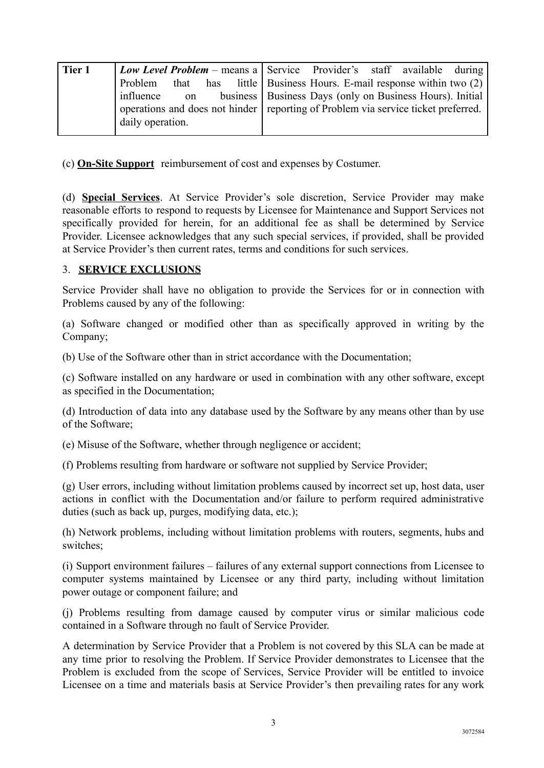| Tier 1 | ***Low Level Problem*** – means a Problem that has little influence on business operations and does not hinder daily operation. | Service Provider's staff available during Business Hours. E-mail response within two (2) Business Days (only on Business Hours). Initial reporting of Problem via service ticket preferred. |
|---|---|---|

(c) **On-Site Support** reimbursement of cost and expenses by Costumer.

(d) **Special Services**. At Service Provider's sole discretion, Service Provider may make reasonable efforts to respond to requests by Licensee for Maintenance and Support Services not specifically provided for herein, for an additional fee as shall be determined by Service Provider. Licensee acknowledges that any such special services, if provided, shall be provided at Service Provider's then current rates, terms and conditions for such services.

## 3. **SERVICE EXCLUSIONS**

Service Provider shall have no obligation to provide the Services for or in connection with Problems caused by any of the following:

(a) Software changed or modified other than as specifically approved in writing by the Company;

(b) Use of the Software other than in strict accordance with the Documentation;

(c) Software installed on any hardware or used in combination with any other software, except as specified in the Documentation;

(d) Introduction of data into any database used by the Software by any means other than by use of the Software;

(e) Misuse of the Software, whether through negligence or accident;

(f) Problems resulting from hardware or software not supplied by Service Provider;

(g) User errors, including without limitation problems caused by incorrect set up, host data, user actions in conflict with the Documentation and/or failure to perform required administrative duties (such as back up, purges, modifying data, etc.);

(h) Network problems, including without limitation problems with routers, segments, hubs and switches;

(i) Support environment failures – failures of any external support connections from Licensee to computer systems maintained by Licensee or any third party, including without limitation power outage or component failure; and

(j) Problems resulting from damage caused by computer virus or similar malicious code contained in a Software through no fault of Service Provider.

A determination by Service Provider that a Problem is not covered by this SLA can be made at any time prior to resolving the Problem. If Service Provider demonstrates to Licensee that the Problem is excluded from the scope of Services, Service Provider will be entitled to invoice Licensee on a time and materials basis at Service Provider's then prevailing rates for any work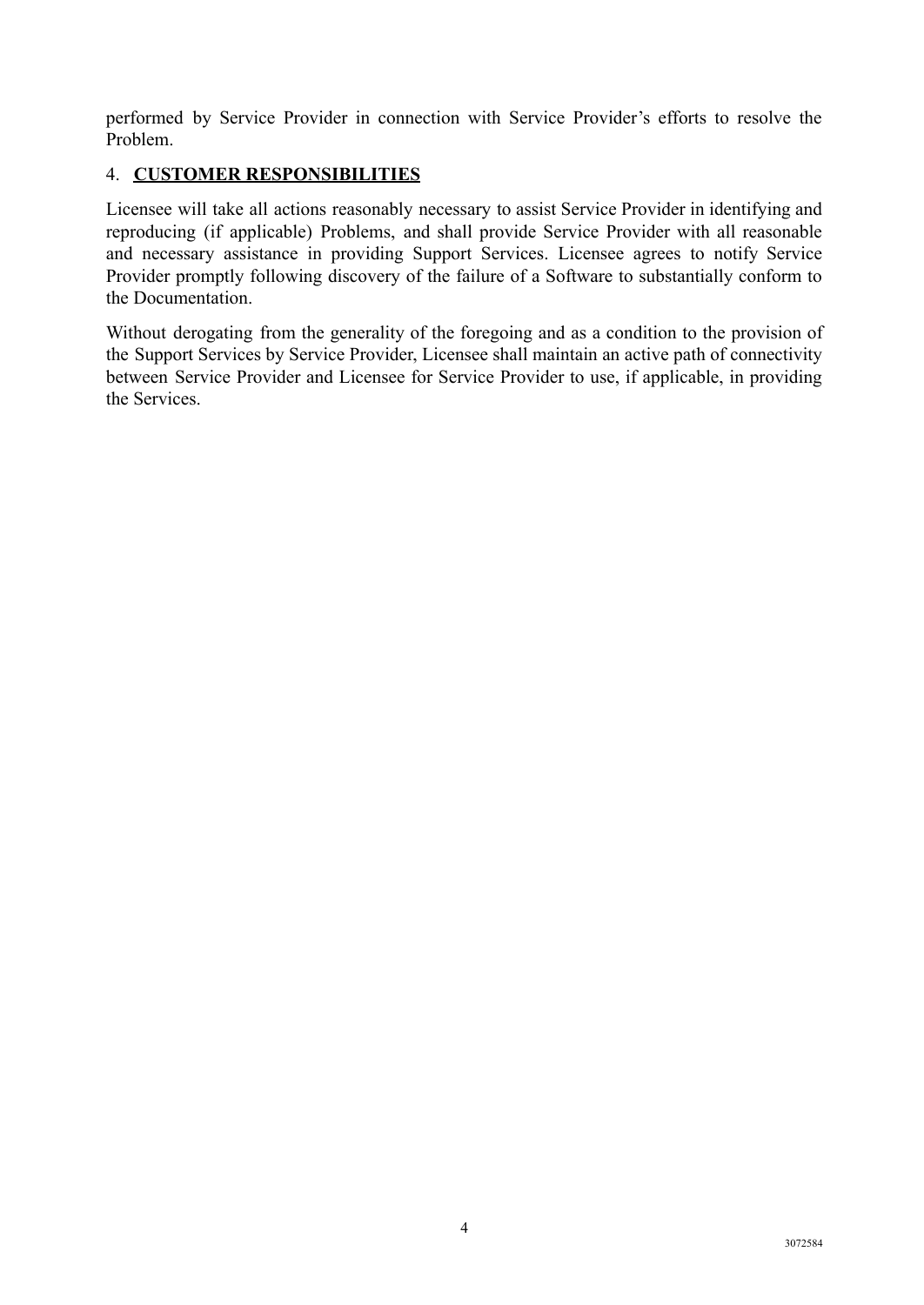performed by Service Provider in connection with Service Provider's efforts to resolve the Problem.

4. **CUSTOMER RESPONSIBILITIES**

Licensee will take all actions reasonably necessary to assist Service Provider in identifying and reproducing (if applicable) Problems, and shall provide Service Provider with all reasonable and necessary assistance in providing Support Services. Licensee agrees to notify Service Provider promptly following discovery of the failure of a Software to substantially conform to the Documentation.

Without derogating from the generality of the foregoing and as a condition to the provision of the Support Services by Service Provider, Licensee shall maintain an active path of connectivity between Service Provider and Licensee for Service Provider to use, if applicable, in providing the Services.